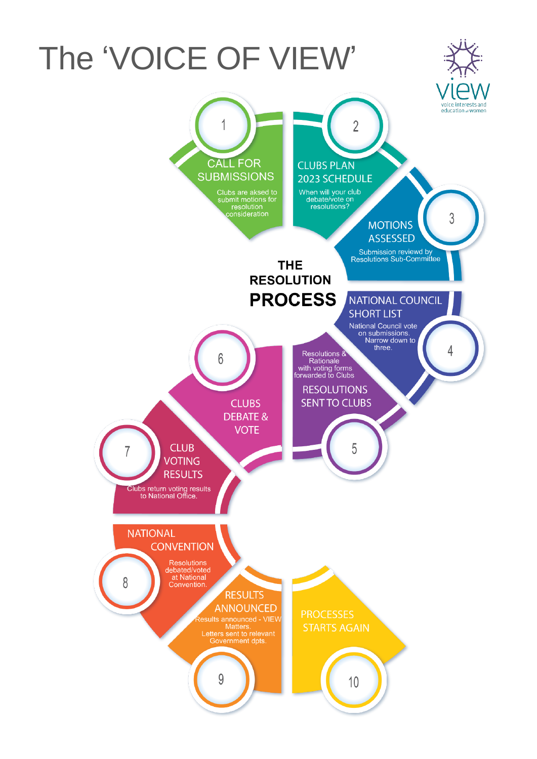# The 'VOICE OF VIEW'

view — voice interests and education of women

## THE RESOLUTION PROCESS

**1. CALL FOR SUBMISSIONS**
Clubs are aksed to submit motions for resolution consideration

**2. CLUBS PLAN 2023 SCHEDULE**
When will your club debate/vote on resolutions?

**3. MOTIONS ASSESSED**
Submission reviewd by Resolutions Sub-Committee

**4. NATIONAL COUNCIL SHORT LIST**
National Council vote on submissions. Narrow down to three.

**5. RESOLUTIONS SENT TO CLUBS**
Resolutions & Rationale with voting forms forwarded to Clubs

**6. CLUBS DEBATE & VOTE**

**7. CLUB VOTING RESULTS**
Clubs return voting results to National Office.

**8. NATIONAL CONVENTION**
Resolutions debated/voted at National Convention.

**9. RESULTS ANNOUNCED**
Results announced - VIEW Matters.
Letters sent to relevant Government dpts.

**10. PROCESSES STARTS AGAIN**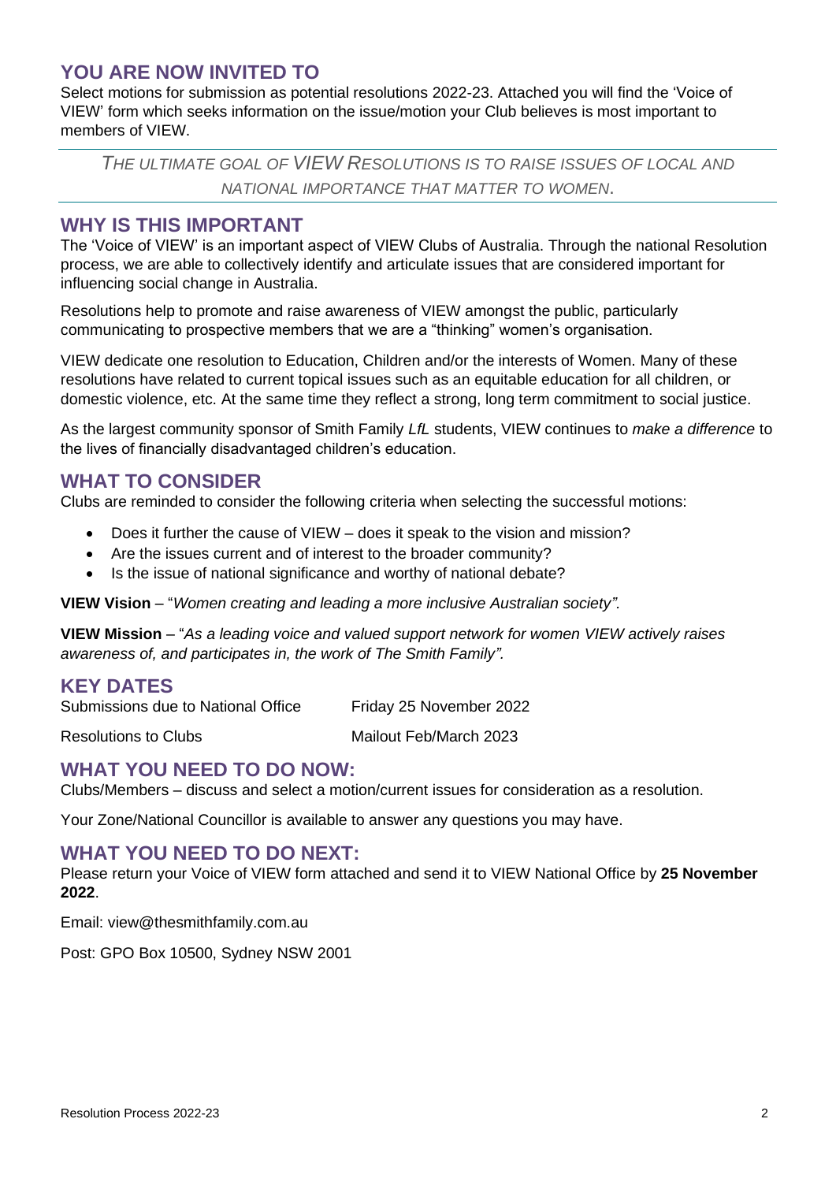## YOU ARE NOW INVITED TO

Select motions for submission as potential resolutions 2022-23. Attached you will find the 'Voice of VIEW' form which seeks information on the issue/motion your Club believes is most important to members of VIEW.

---

*THE ULTIMATE GOAL OF VIEW RESOLUTIONS IS TO RAISE ISSUES OF LOCAL AND NATIONAL IMPORTANCE THAT MATTER TO WOMEN.*

---

## WHY IS THIS IMPORTANT

The 'Voice of VIEW' is an important aspect of VIEW Clubs of Australia. Through the national Resolution process, we are able to collectively identify and articulate issues that are considered important for influencing social change in Australia.

Resolutions help to promote and raise awareness of VIEW amongst the public, particularly communicating to prospective members that we are a "thinking" women's organisation.

VIEW dedicate one resolution to Education, Children and/or the interests of Women. Many of these resolutions have related to current topical issues such as an equitable education for all children, or domestic violence, etc. At the same time they reflect a strong, long term commitment to social justice.

As the largest community sponsor of Smith Family *LfL* students, VIEW continues to *make a difference* to the lives of financially disadvantaged children's education.

## WHAT TO CONSIDER

Clubs are reminded to consider the following criteria when selecting the successful motions:

- Does it further the cause of VIEW – does it speak to the vision and mission?
- Are the issues current and of interest to the broader community?
- Is the issue of national significance and worthy of national debate?

**VIEW Vision** – "*Women creating and leading a more inclusive Australian society".*

**VIEW Mission** – "*As a leading voice and valued support network for women VIEW actively raises awareness of, and participates in, the work of The Smith Family".*

## KEY DATES

| | |
|---|---|
| Submissions due to National Office | Friday 25 November 2022 |
| Resolutions to Clubs | Mailout Feb/March 2023 |

## WHAT YOU NEED TO DO NOW:

Clubs/Members – discuss and select a motion/current issues for consideration as a resolution.

Your Zone/National Councillor is available to answer any questions you may have.

## WHAT YOU NEED TO DO NEXT:

Please return your Voice of VIEW form attached and send it to VIEW National Office by **25 November 2022**.

Email: view@thesmithfamily.com.au

Post: GPO Box 10500, Sydney NSW 2001